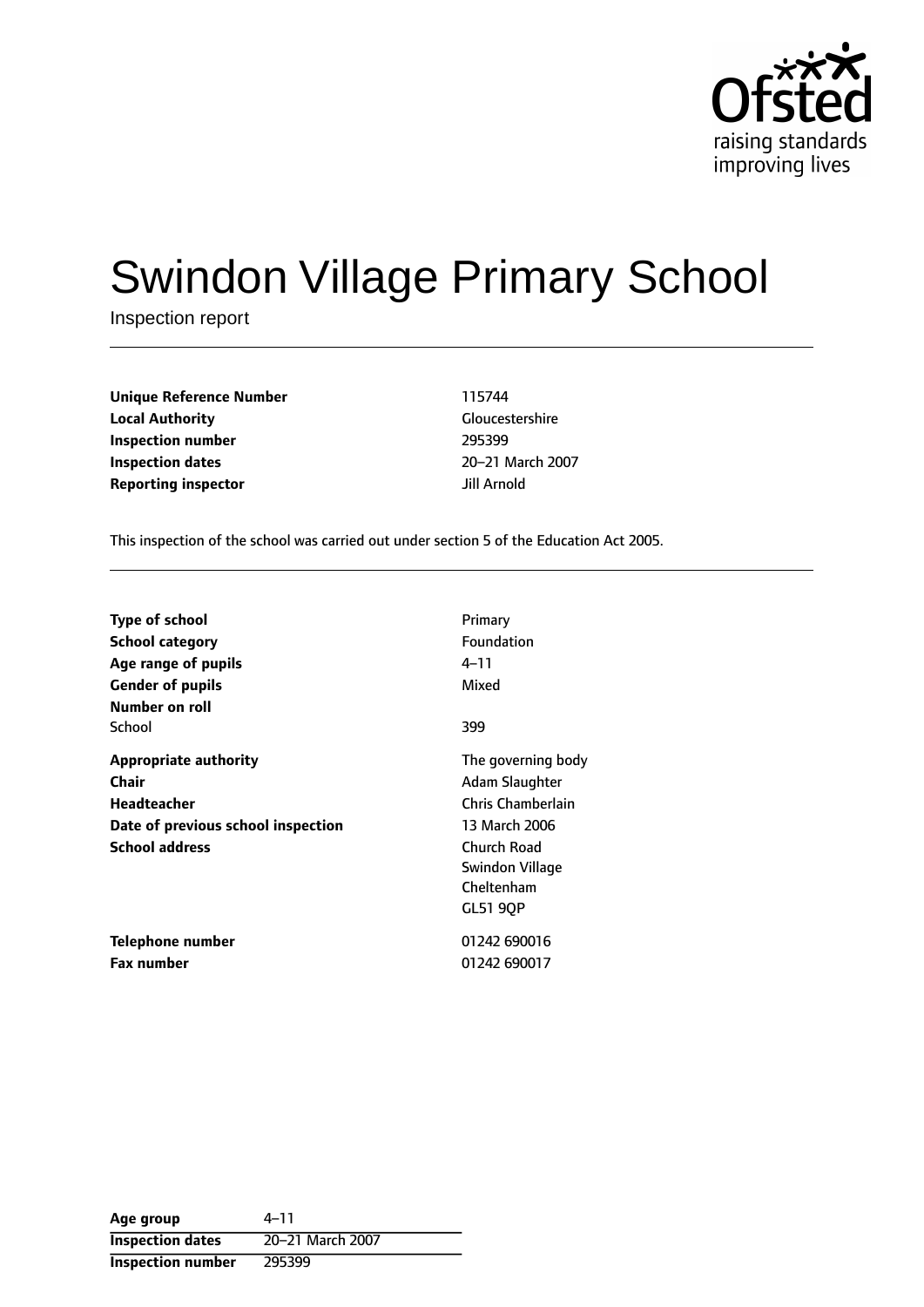# Swindon Village Primary School

Inspection report

| | |
|---|---|
| **Unique Reference Number** | 115744 |
| **Local Authority** | Gloucestershire |
| **Inspection number** | 295399 |
| **Inspection dates** | 20–21 March 2007 |
| **Reporting inspector** | Jill Arnold |

This inspection of the school was carried out under section 5 of the Education Act 2005.

| | |
|---|---|
| **Type of school** | Primary |
| **School category** | Foundation |
| **Age range of pupils** | 4–11 |
| **Gender of pupils** | Mixed |
| **Number on roll** | |
| School | 399 |
| **Appropriate authority** | The governing body |
| **Chair** | Adam Slaughter |
| **Headteacher** | Chris Chamberlain |
| **Date of previous school inspection** | 13 March 2006 |
| **School address** | Church Road<br>Swindon Village<br>Cheltenham<br>GL51 9QP |
| **Telephone number** | 01242 690016 |
| **Fax number** | 01242 690017 |

| | |
|---|---|
| **Age group** | 4–11 |
| **Inspection dates** | 20–21 March 2007 |
| **Inspection number** | 295399 |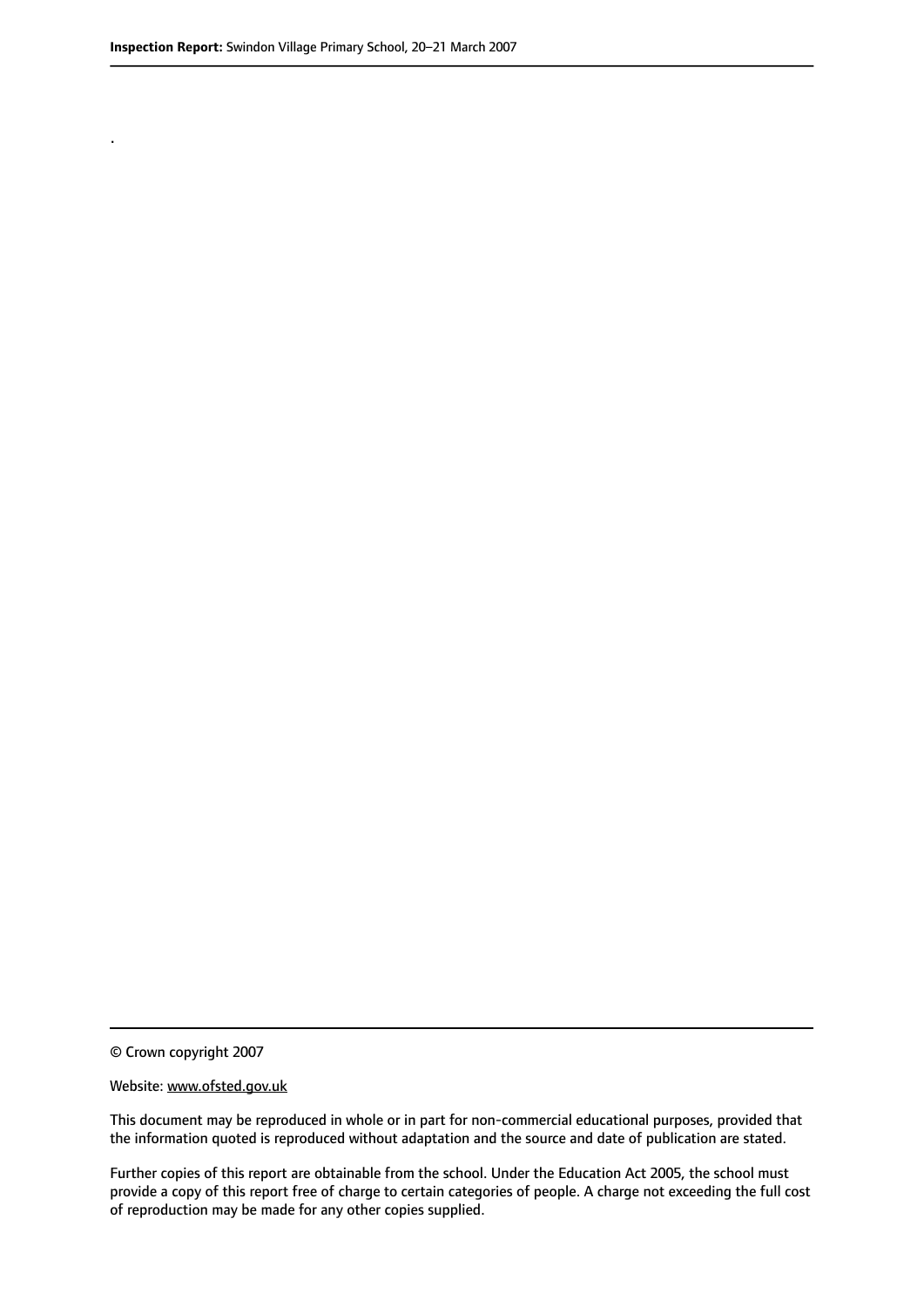.

© Crown copyright 2007

Website: www.ofsted.gov.uk

This document may be reproduced in whole or in part for non-commercial educational purposes, provided that the information quoted is reproduced without adaptation and the source and date of publication are stated.

Further copies of this report are obtainable from the school. Under the Education Act 2005, the school must provide a copy of this report free of charge to certain categories of people. A charge not exceeding the full cost of reproduction may be made for any other copies supplied.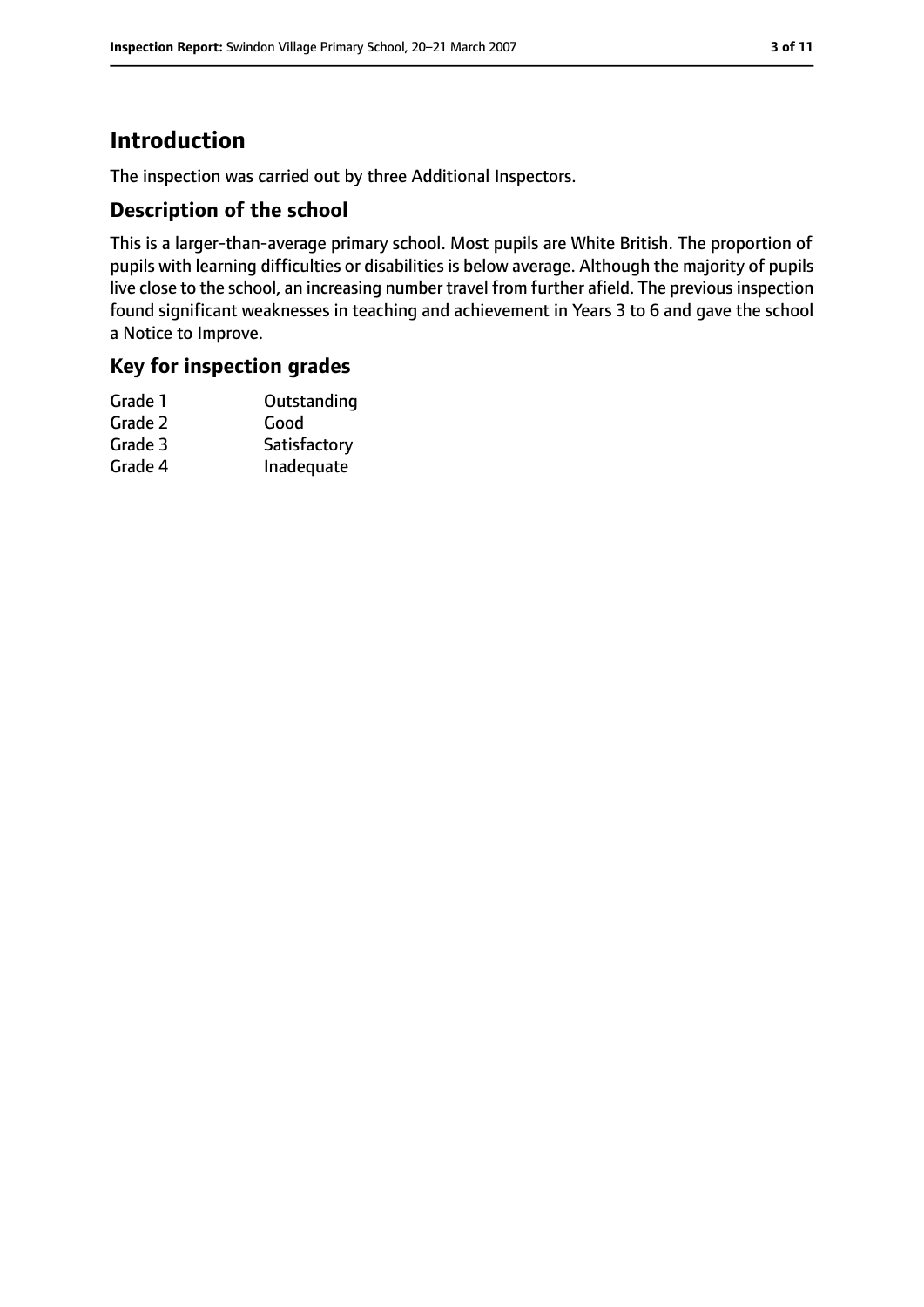# Introduction

The inspection was carried out by three Additional Inspectors.

## Description of the school

This is a larger-than-average primary school. Most pupils are White British. The proportion of pupils with learning difficulties or disabilities is below average. Although the majority of pupils live close to the school, an increasing number travel from further afield. The previous inspection found significant weaknesses in teaching and achievement in Years 3 to 6 and gave the school a Notice to Improve.

## Key for inspection grades

| | |
|---|---|
| Grade 1 | Outstanding |
| Grade 2 | Good |
| Grade 3 | Satisfactory |
| Grade 4 | Inadequate |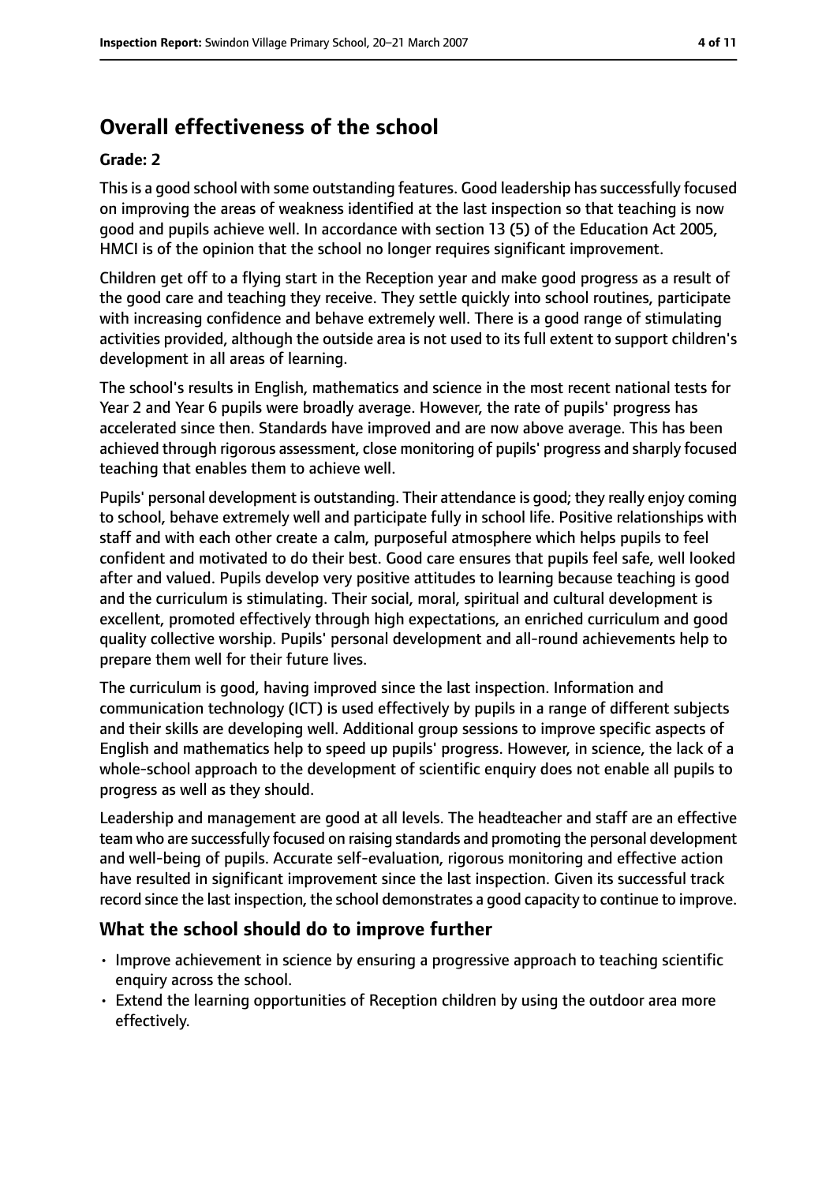## Overall effectiveness of the school

**Grade: 2**

This is a good school with some outstanding features. Good leadership has successfully focused on improving the areas of weakness identified at the last inspection so that teaching is now good and pupils achieve well. In accordance with section 13 (5) of the Education Act 2005, HMCI is of the opinion that the school no longer requires significant improvement.

Children get off to a flying start in the Reception year and make good progress as a result of the good care and teaching they receive. They settle quickly into school routines, participate with increasing confidence and behave extremely well. There is a good range of stimulating activities provided, although the outside area is not used to its full extent to support children's development in all areas of learning.

The school's results in English, mathematics and science in the most recent national tests for Year 2 and Year 6 pupils were broadly average. However, the rate of pupils' progress has accelerated since then. Standards have improved and are now above average. This has been achieved through rigorous assessment, close monitoring of pupils' progress and sharply focused teaching that enables them to achieve well.

Pupils' personal development is outstanding. Their attendance is good; they really enjoy coming to school, behave extremely well and participate fully in school life. Positive relationships with staff and with each other create a calm, purposeful atmosphere which helps pupils to feel confident and motivated to do their best. Good care ensures that pupils feel safe, well looked after and valued. Pupils develop very positive attitudes to learning because teaching is good and the curriculum is stimulating. Their social, moral, spiritual and cultural development is excellent, promoted effectively through high expectations, an enriched curriculum and good quality collective worship. Pupils' personal development and all-round achievements help to prepare them well for their future lives.

The curriculum is good, having improved since the last inspection. Information and communication technology (ICT) is used effectively by pupils in a range of different subjects and their skills are developing well. Additional group sessions to improve specific aspects of English and mathematics help to speed up pupils' progress. However, in science, the lack of a whole-school approach to the development of scientific enquiry does not enable all pupils to progress as well as they should.

Leadership and management are good at all levels. The headteacher and staff are an effective team who are successfully focused on raising standards and promoting the personal development and well-being of pupils. Accurate self-evaluation, rigorous monitoring and effective action have resulted in significant improvement since the last inspection. Given its successful track record since the last inspection, the school demonstrates a good capacity to continue to improve.

### What the school should do to improve further

- Improve achievement in science by ensuring a progressive approach to teaching scientific enquiry across the school.
- Extend the learning opportunities of Reception children by using the outdoor area more effectively.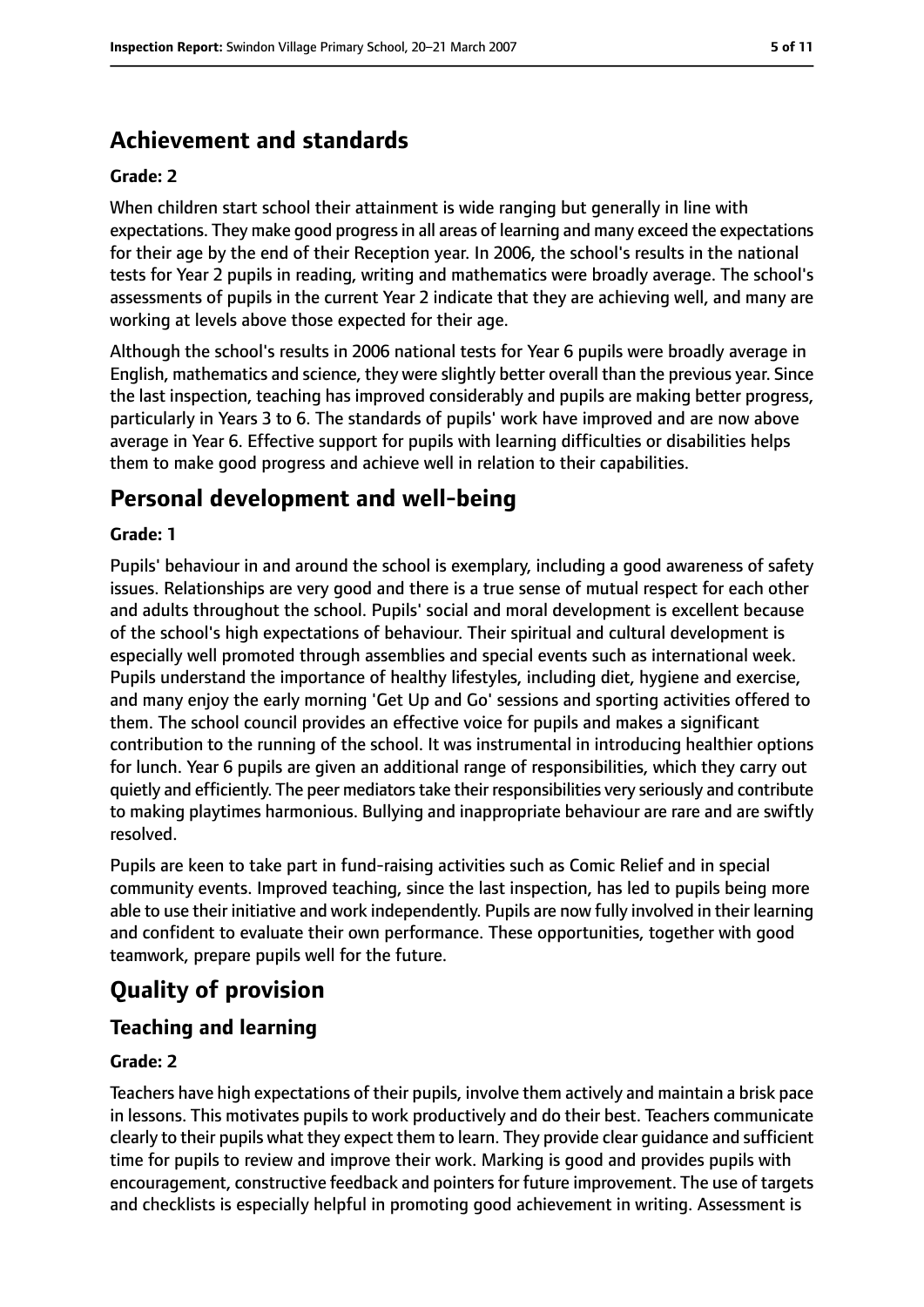## Achievement and standards

### Grade: 2

When children start school their attainment is wide ranging but generally in line with expectations. They make good progress in all areas of learning and many exceed the expectations for their age by the end of their Reception year. In 2006, the school's results in the national tests for Year 2 pupils in reading, writing and mathematics were broadly average. The school's assessments of pupils in the current Year 2 indicate that they are achieving well, and many are working at levels above those expected for their age.

Although the school's results in 2006 national tests for Year 6 pupils were broadly average in English, mathematics and science, they were slightly better overall than the previous year. Since the last inspection, teaching has improved considerably and pupils are making better progress, particularly in Years 3 to 6. The standards of pupils' work have improved and are now above average in Year 6. Effective support for pupils with learning difficulties or disabilities helps them to make good progress and achieve well in relation to their capabilities.

## Personal development and well-being

### Grade: 1

Pupils' behaviour in and around the school is exemplary, including a good awareness of safety issues. Relationships are very good and there is a true sense of mutual respect for each other and adults throughout the school. Pupils' social and moral development is excellent because of the school's high expectations of behaviour. Their spiritual and cultural development is especially well promoted through assemblies and special events such as international week. Pupils understand the importance of healthy lifestyles, including diet, hygiene and exercise, and many enjoy the early morning 'Get Up and Go' sessions and sporting activities offered to them. The school council provides an effective voice for pupils and makes a significant contribution to the running of the school. It was instrumental in introducing healthier options for lunch. Year 6 pupils are given an additional range of responsibilities, which they carry out quietly and efficiently. The peer mediators take their responsibilities very seriously and contribute to making playtimes harmonious. Bullying and inappropriate behaviour are rare and are swiftly resolved.

Pupils are keen to take part in fund-raising activities such as Comic Relief and in special community events. Improved teaching, since the last inspection, has led to pupils being more able to use their initiative and work independently. Pupils are now fully involved in their learning and confident to evaluate their own performance. These opportunities, together with good teamwork, prepare pupils well for the future.

## Quality of provision

### Teaching and learning

### Grade: 2

Teachers have high expectations of their pupils, involve them actively and maintain a brisk pace in lessons. This motivates pupils to work productively and do their best. Teachers communicate clearly to their pupils what they expect them to learn. They provide clear guidance and sufficient time for pupils to review and improve their work. Marking is good and provides pupils with encouragement, constructive feedback and pointers for future improvement. The use of targets and checklists is especially helpful in promoting good achievement in writing. Assessment is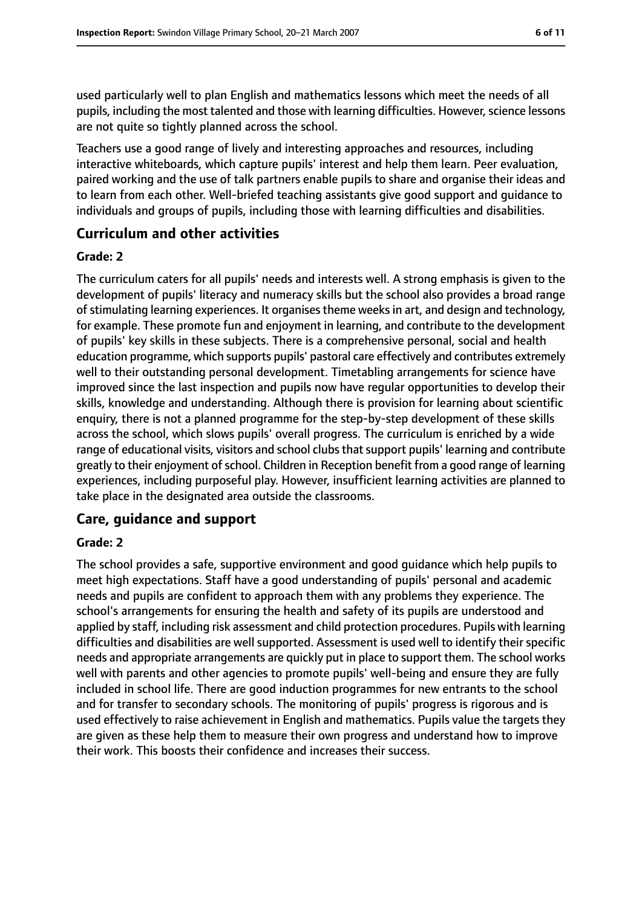used particularly well to plan English and mathematics lessons which meet the needs of all pupils, including the most talented and those with learning difficulties. However, science lessons are not quite so tightly planned across the school.

Teachers use a good range of lively and interesting approaches and resources, including interactive whiteboards, which capture pupils' interest and help them learn. Peer evaluation, paired working and the use of talk partners enable pupils to share and organise their ideas and to learn from each other. Well-briefed teaching assistants give good support and guidance to individuals and groups of pupils, including those with learning difficulties and disabilities.

## Curriculum and other activities

#### Grade: 2

The curriculum caters for all pupils' needs and interests well. A strong emphasis is given to the development of pupils' literacy and numeracy skills but the school also provides a broad range of stimulating learning experiences. It organises theme weeks in art, and design and technology, for example. These promote fun and enjoyment in learning, and contribute to the development of pupils' key skills in these subjects. There is a comprehensive personal, social and health education programme, which supports pupils' pastoral care effectively and contributes extremely well to their outstanding personal development. Timetabling arrangements for science have improved since the last inspection and pupils now have regular opportunities to develop their skills, knowledge and understanding. Although there is provision for learning about scientific enquiry, there is not a planned programme for the step-by-step development of these skills across the school, which slows pupils' overall progress. The curriculum is enriched by a wide range of educational visits, visitors and school clubs that support pupils' learning and contribute greatly to their enjoyment of school. Children in Reception benefit from a good range of learning experiences, including purposeful play. However, insufficient learning activities are planned to take place in the designated area outside the classrooms.

## Care, guidance and support

#### Grade: 2

The school provides a safe, supportive environment and good guidance which help pupils to meet high expectations. Staff have a good understanding of pupils' personal and academic needs and pupils are confident to approach them with any problems they experience. The school's arrangements for ensuring the health and safety of its pupils are understood and applied by staff, including risk assessment and child protection procedures. Pupils with learning difficulties and disabilities are well supported. Assessment is used well to identify their specific needs and appropriate arrangements are quickly put in place to support them. The school works well with parents and other agencies to promote pupils' well-being and ensure they are fully included in school life. There are good induction programmes for new entrants to the school and for transfer to secondary schools. The monitoring of pupils' progress is rigorous and is used effectively to raise achievement in English and mathematics. Pupils value the targets they are given as these help them to measure their own progress and understand how to improve their work. This boosts their confidence and increases their success.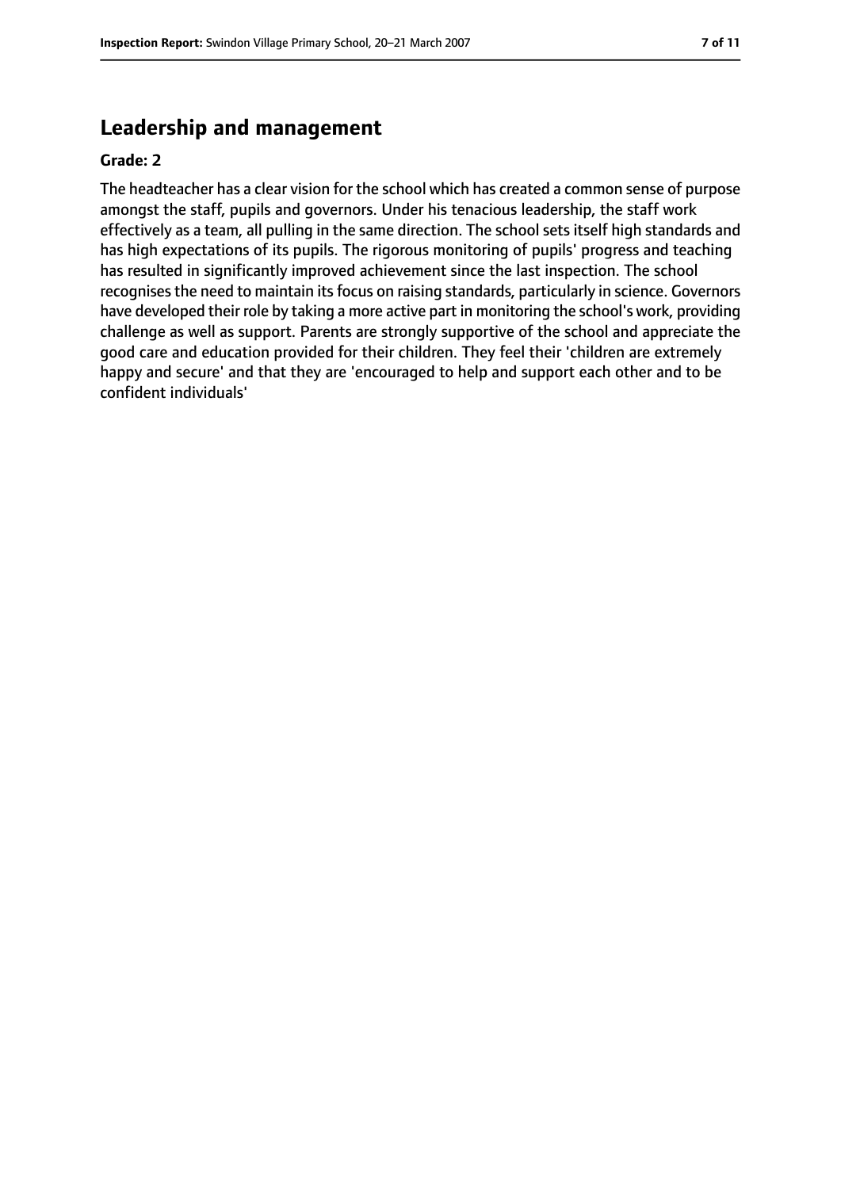## Leadership and management

**Grade: 2**

The headteacher has a clear vision for the school which has created a common sense of purpose amongst the staff, pupils and governors. Under his tenacious leadership, the staff work effectively as a team, all pulling in the same direction. The school sets itself high standards and has high expectations of its pupils. The rigorous monitoring of pupils' progress and teaching has resulted in significantly improved achievement since the last inspection. The school recognises the need to maintain its focus on raising standards, particularly in science. Governors have developed their role by taking a more active part in monitoring the school's work, providing challenge as well as support. Parents are strongly supportive of the school and appreciate the good care and education provided for their children. They feel their 'children are extremely happy and secure' and that they are 'encouraged to help and support each other and to be confident individuals'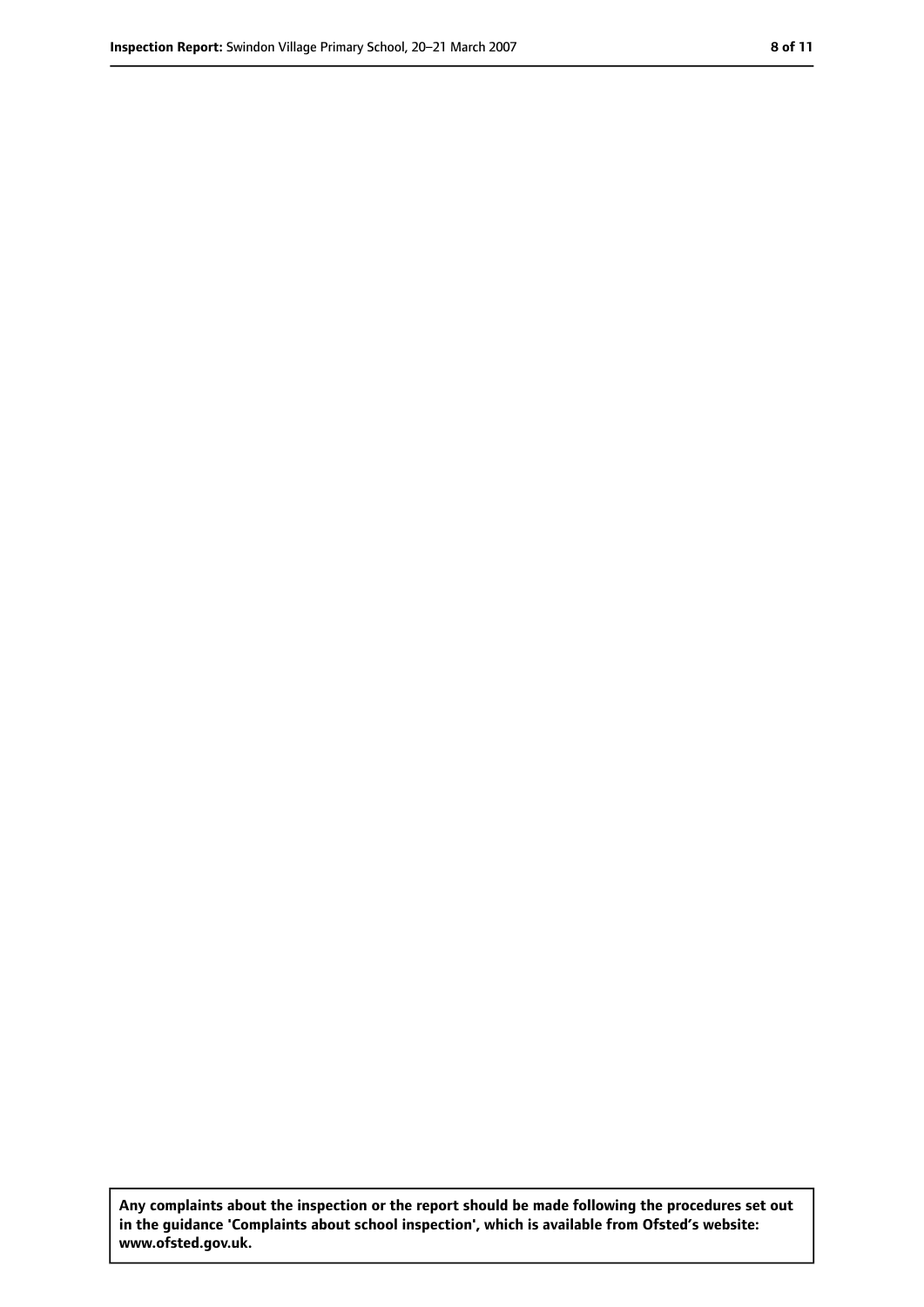**Any complaints about the inspection or the report should be made following the procedures set out in the guidance 'Complaints about school inspection', which is available from Ofsted's website: www.ofsted.gov.uk.**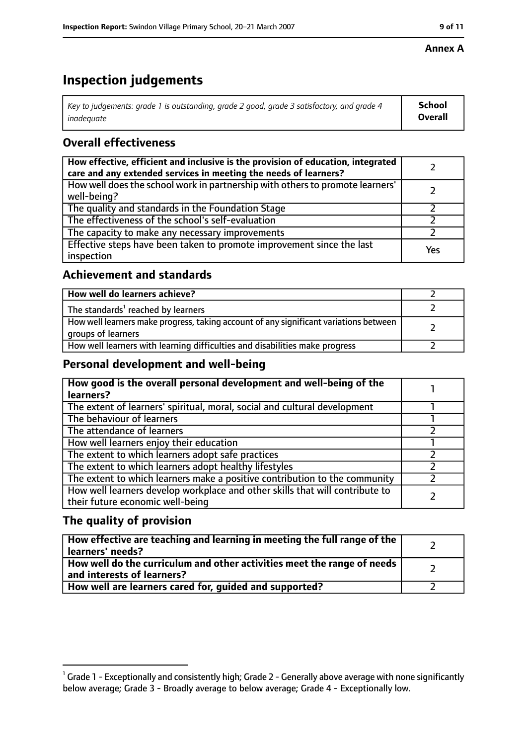**Annex A**

# Inspection judgements

| *Key to judgements: grade 1 is outstanding, grade 2 good, grade 3 satisfactory, and grade 4 inadequate* | **School Overall** |
|---|---|

## Overall effectiveness

| | |
|---|---|
| **How effective, efficient and inclusive is the provision of education, integrated care and any extended services in meeting the needs of learners?** | 2 |
| How well does the school work in partnership with others to promote learners' well-being? | 2 |
| The quality and standards in the Foundation Stage | 2 |
| The effectiveness of the school's self-evaluation | 2 |
| The capacity to make any necessary improvements | 2 |
| Effective steps have been taken to promote improvement since the last inspection | Yes |

## Achievement and standards

| | |
|---|---|
| **How well do learners achieve?** | 2 |
| The standards[1] reached by learners | 2 |
| How well learners make progress, taking account of any significant variations between groups of learners | 2 |
| How well learners with learning difficulties and disabilities make progress | 2 |

## Personal development and well-being

| | |
|---|---|
| **How good is the overall personal development and well-being of the learners?** | 1 |
| The extent of learners' spiritual, moral, social and cultural development | 1 |
| The behaviour of learners | 1 |
| The attendance of learners | 2 |
| How well learners enjoy their education | 1 |
| The extent to which learners adopt safe practices | 2 |
| The extent to which learners adopt healthy lifestyles | 2 |
| The extent to which learners make a positive contribution to the community | 2 |
| How well learners develop workplace and other skills that will contribute to their future economic well-being | 2 |

## The quality of provision

| | |
|---|---|
| **How effective are teaching and learning in meeting the full range of the learners' needs?** | 2 |
| **How well do the curriculum and other activities meet the range of needs and interests of learners?** | 2 |
| **How well are learners cared for, guided and supported?** | 2 |

[1] Grade 1 - Exceptionally and consistently high; Grade 2 - Generally above average with none significantly below average; Grade 3 - Broadly average to below average; Grade 4 - Exceptionally low.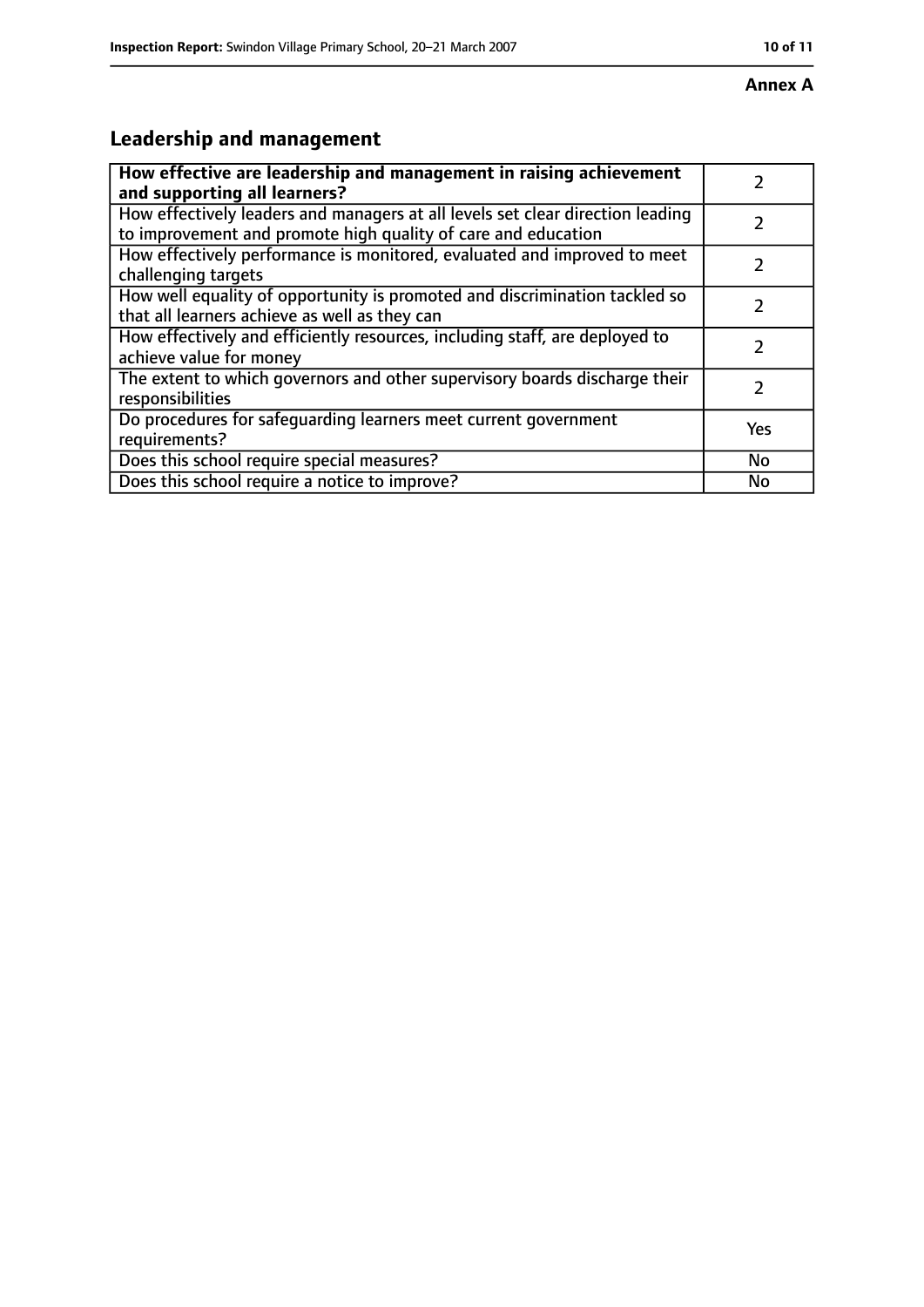**Annex A**

## Leadership and management

| How effective are leadership and management in raising achievement and supporting all learners? | 2 |
|---|---|
| How effectively leaders and managers at all levels set clear direction leading to improvement and promote high quality of care and education | 2 |
| How effectively performance is monitored, evaluated and improved to meet challenging targets | 2 |
| How well equality of opportunity is promoted and discrimination tackled so that all learners achieve as well as they can | 2 |
| How effectively and efficiently resources, including staff, are deployed to achieve value for money | 2 |
| The extent to which governors and other supervisory boards discharge their responsibilities | 2 |
| Do procedures for safeguarding learners meet current government requirements? | Yes |
| Does this school require special measures? | No |
| Does this school require a notice to improve? | No |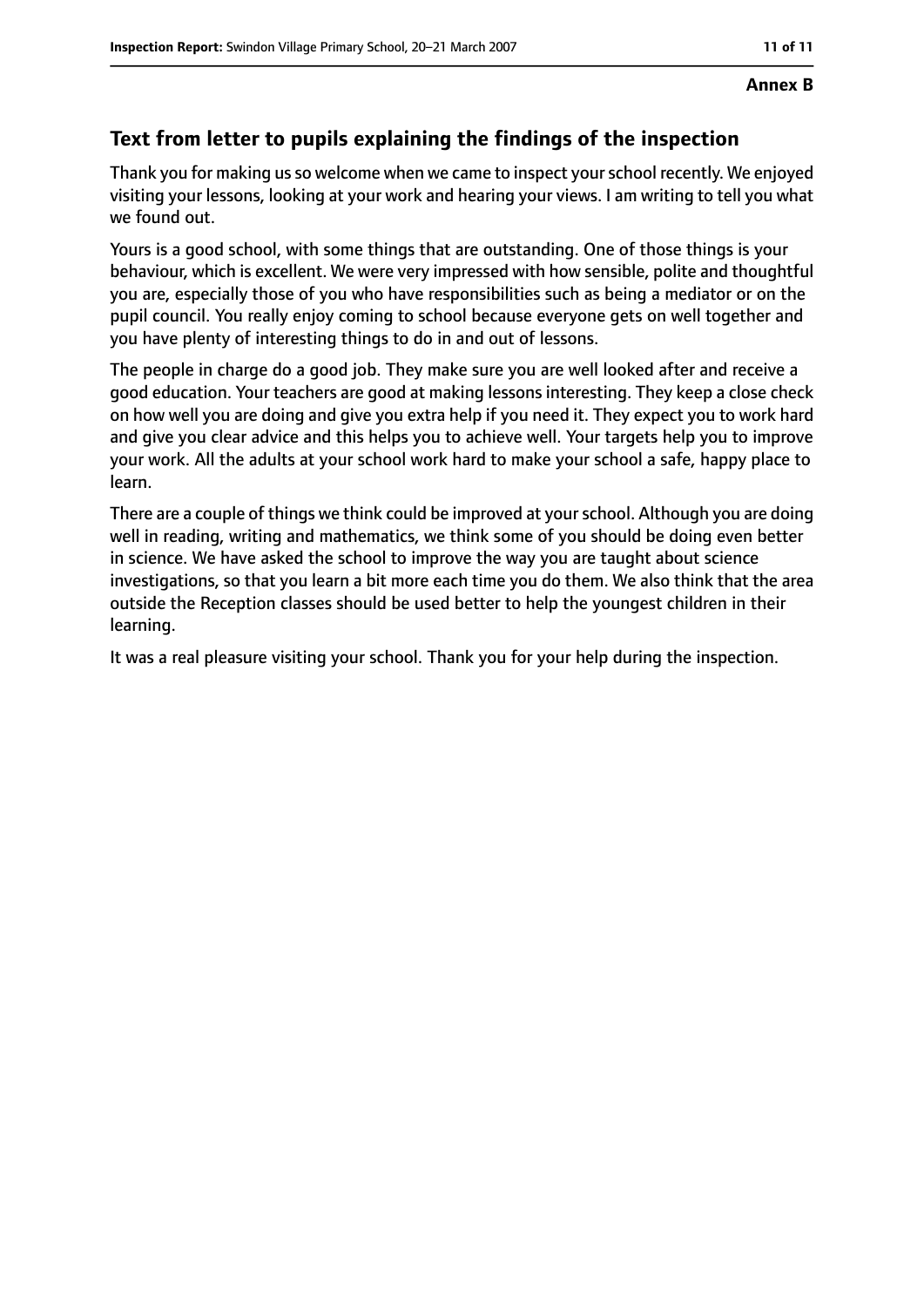**Annex B**

## Text from letter to pupils explaining the findings of the inspection

Thank you for making us so welcome when we came to inspect your school recently. We enjoyed visiting your lessons, looking at your work and hearing your views. I am writing to tell you what we found out.

Yours is a good school, with some things that are outstanding. One of those things is your behaviour, which is excellent. We were very impressed with how sensible, polite and thoughtful you are, especially those of you who have responsibilities such as being a mediator or on the pupil council. You really enjoy coming to school because everyone gets on well together and you have plenty of interesting things to do in and out of lessons.

The people in charge do a good job. They make sure you are well looked after and receive a good education. Your teachers are good at making lessons interesting. They keep a close check on how well you are doing and give you extra help if you need it. They expect you to work hard and give you clear advice and this helps you to achieve well. Your targets help you to improve your work. All the adults at your school work hard to make your school a safe, happy place to learn.

There are a couple of things we think could be improved at your school. Although you are doing well in reading, writing and mathematics, we think some of you should be doing even better in science. We have asked the school to improve the way you are taught about science investigations, so that you learn a bit more each time you do them. We also think that the area outside the Reception classes should be used better to help the youngest children in their learning.

It was a real pleasure visiting your school. Thank you for your help during the inspection.